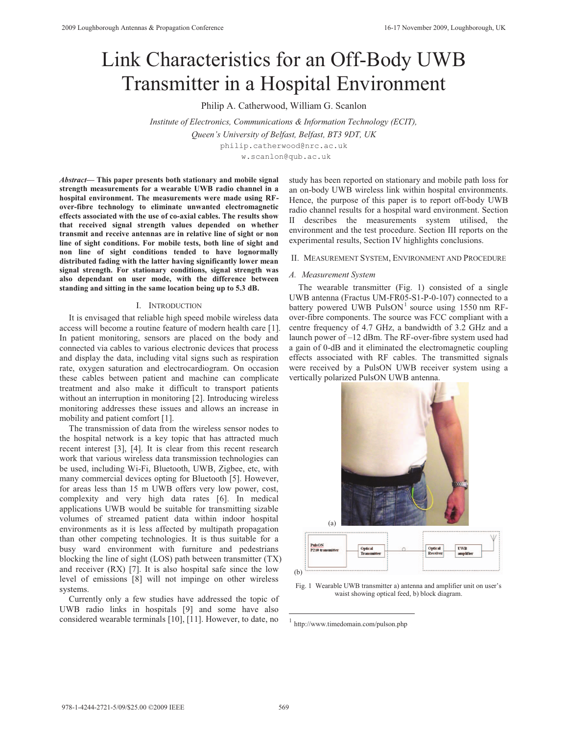# Link Characteristics for an Off-Body UWB Transmitter in a Hospital Environment

Philip A. Catherwood, William G. Scanlon

*Institute of Electronics, Communications & Information Technology (ECIT), Queen's University of Belfast, Belfast, BT3 9DT, UK*

philip.catherwood@nrc.ac.uk

w.scanlon@qub.ac.uk

***Abstract*— This paper presents both stationary and mobile signal strength measurements for a wearable UWB radio channel in a hospital environment. The measurements were made using RF-over-fibre technology to eliminate unwanted electromagnetic effects associated with the use of co-axial cables. The results show that received signal strength values depended on whether transmit and receive antennas are in relative line of sight or non line of sight conditions. For mobile tests, both line of sight and non line of sight conditions tended to have lognormally distributed fading with the latter having significantly lower mean signal strength. For stationary conditions, signal strength was also dependant on user mode, with the difference between standing and sitting in the same location being up to 5.3 dB.**

## I. Introduction

It is envisaged that reliable high speed mobile wireless data access will become a routine feature of modern health care [1]. In patient monitoring, sensors are placed on the body and connected via cables to various electronic devices that process and display the data, including vital signs such as respiration rate, oxygen saturation and electrocardiogram. On occasion these cables between patient and machine can complicate treatment and also make it difficult to transport patients without an interruption in monitoring [2]. Introducing wireless monitoring addresses these issues and allows an increase in mobility and patient comfort [1].

The transmission of data from the wireless sensor nodes to the hospital network is a key topic that has attracted much recent interest [3], [4]. It is clear from this recent research work that various wireless data transmission technologies can be used, including Wi-Fi, Bluetooth, UWB, Zigbee, etc, with many commercial devices opting for Bluetooth [5]. However, for areas less than 15 m UWB offers very low power, cost, complexity and very high data rates [6]. In medical applications UWB would be suitable for transmitting sizable volumes of streamed patient data within indoor hospital environments as it is less affected by multipath propagation than other competing technologies. It is thus suitable for a busy ward environment with furniture and pedestrians blocking the line of sight (LOS) path between transmitter (TX) and receiver (RX) [7]. It is also hospital safe since the low level of emissions [8] will not impinge on other wireless systems.

Currently only a few studies have addressed the topic of UWB radio links in hospitals [9] and some have also considered wearable terminals [10], [11]. However, to date, no study has been reported on stationary and mobile path loss for an on-body UWB wireless link within hospital environments. Hence, the purpose of this paper is to report off-body UWB radio channel results for a hospital ward environment. Section II describes the measurements system utilised, the environment and the test procedure. Section III reports on the experimental results, Section IV highlights conclusions.

## II. Measurement System, Environment and Procedure

### A. Measurement System

The wearable transmitter (Fig. 1) consisted of a single UWB antenna (Fractus UM-FR05-S1-P-0-107) connected to a battery powered UWB PulsON[1] source using 1550 nm RF-over-fibre components. The source was FCC compliant with a centre frequency of 4.7 GHz, a bandwidth of 3.2 GHz and a launch power of –12 dBm. The RF-over-fibre system used had a gain of 0-dB and it eliminated the electromagnetic coupling effects associated with RF cables. The transmitted signals were received by a PulsON UWB receiver system using a vertically polarized PulsON UWB antenna.

(a)

PulsON P210 transmitter — Optical Transmitter — Optical Receiver — UWB amplifier

(b)

Fig. 1 Wearable UWB transmitter a) antenna and amplifier unit on user's waist showing optical feed, b) block diagram.

[1] http://www.timedomain.com/pulson.php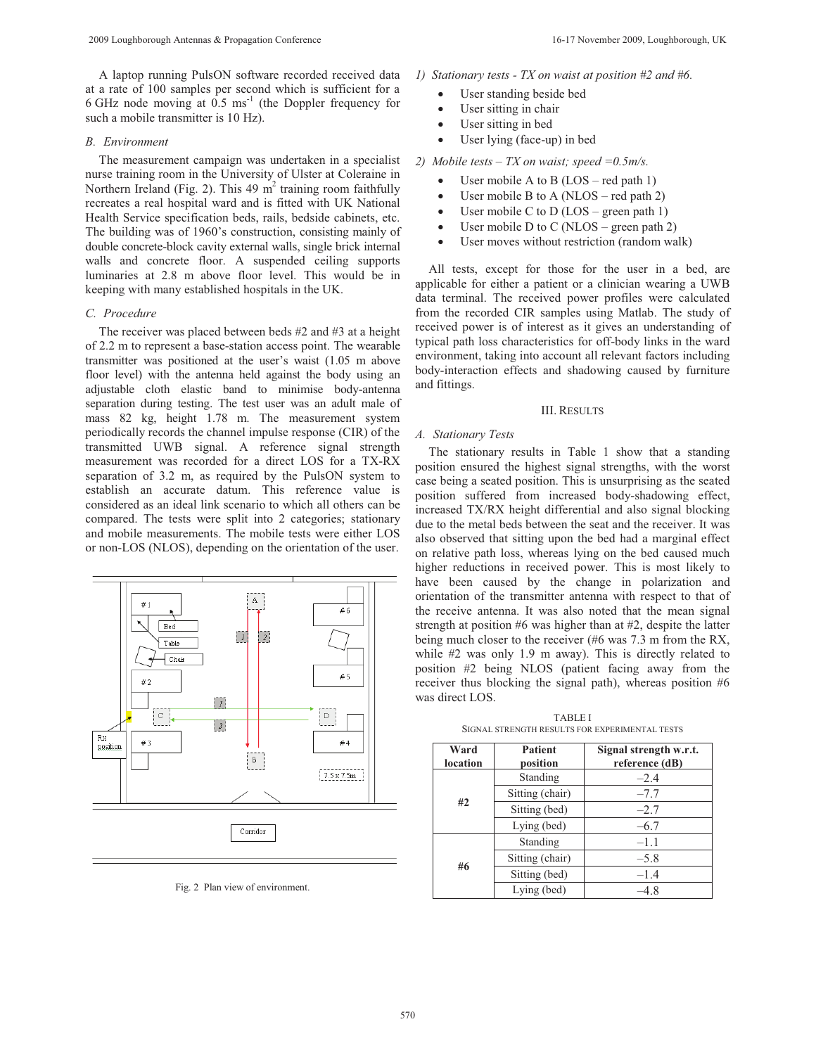A laptop running PulsON software recorded received data at a rate of 100 samples per second which is sufficient for a 6 GHz node moving at 0.5 ms$^{-1}$ (the Doppler frequency for such a mobile transmitter is 10 Hz).

## B. Environment

The measurement campaign was undertaken in a specialist nurse training room in the University of Ulster at Coleraine in Northern Ireland (Fig. 2). This 49 m$^2$ training room faithfully recreates a real hospital ward and is fitted with UK National Health Service specification beds, rails, bedside cabinets, etc. The building was of 1960's construction, consisting mainly of double concrete-block cavity external walls, single brick internal walls and concrete floor. A suspended ceiling supports luminaries at 2.8 m above floor level. This would be in keeping with many established hospitals in the UK.

## C. Procedure

The receiver was placed between beds #2 and #3 at a height of 2.2 m to represent a base-station access point. The wearable transmitter was positioned at the user's waist (1.05 m above floor level) with the antenna held against the body using an adjustable cloth elastic band to minimise body-antenna separation during testing. The test user was an adult male of mass 82 kg, height 1.78 m. The measurement system periodically records the channel impulse response (CIR) of the transmitted UWB signal. A reference signal strength measurement was recorded for a direct LOS for a TX-RX separation of 3.2 m, as required by the PulsON system to establish an accurate datum. This reference value is considered as an ideal link scenario to which all others can be compared. The tests were split into 2 categories; stationary and mobile measurements. The mobile tests were either LOS or non-LOS (NLOS), depending on the orientation of the user.

Fig. 2 Plan view of environment.

*1) Stationary tests - TX on waist at position #2 and #6.*

- User standing beside bed
- User sitting in chair
- User sitting in bed
- User lying (face-up) in bed

*2) Mobile tests – TX on waist; speed =0.5m/s.*

- User mobile A to B (LOS – red path 1)
- User mobile B to A (NLOS – red path 2)
- User mobile C to D (LOS – green path 1)
- User mobile D to C (NLOS – green path 2)
- User moves without restriction (random walk)

All tests, except for those for the user in a bed, are applicable for either a patient or a clinician wearing a UWB data terminal. The received power profiles were calculated from the recorded CIR samples using Matlab. The study of received power is of interest as it gives an understanding of typical path loss characteristics for off-body links in the ward environment, taking into account all relevant factors including body-interaction effects and shadowing caused by furniture and fittings.

# III. RESULTS

## A. Stationary Tests

The stationary results in Table 1 show that a standing position ensured the highest signal strengths, with the worst case being a seated position. This is unsurprising as the seated position suffered from increased body-shadowing effect, increased TX/RX height differential and also signal blocking due to the metal beds between the seat and the receiver. It was also observed that sitting upon the bed had a marginal effect on relative path loss, whereas lying on the bed caused much higher reductions in received power. This is most likely to have been caused by the change in polarization and orientation of the transmitter antenna with respect to that of the receive antenna. It was also noted that the mean signal strength at position #6 was higher than at #2, despite the latter being much closer to the receiver (#6 was 7.3 m from the RX, while #2 was only 1.9 m away). This is directly related to position #2 being NLOS (patient facing away from the receiver thus blocking the signal path), whereas position #6 was direct LOS.

TABLE I
SIGNAL STRENGTH RESULTS FOR EXPERIMENTAL TESTS

| Ward location | Patient position | Signal strength w.r.t. reference (dB) |
|---|---|---|
| #2 | Standing | –2.4 |
| | Sitting (chair) | –7.7 |
| | Sitting (bed) | –2.7 |
| | Lying (bed) | –6.7 |
| #6 | Standing | –1.1 |
| | Sitting (chair) | –5.8 |
| | Sitting (bed) | –1.4 |
| | Lying (bed) | –4.8 |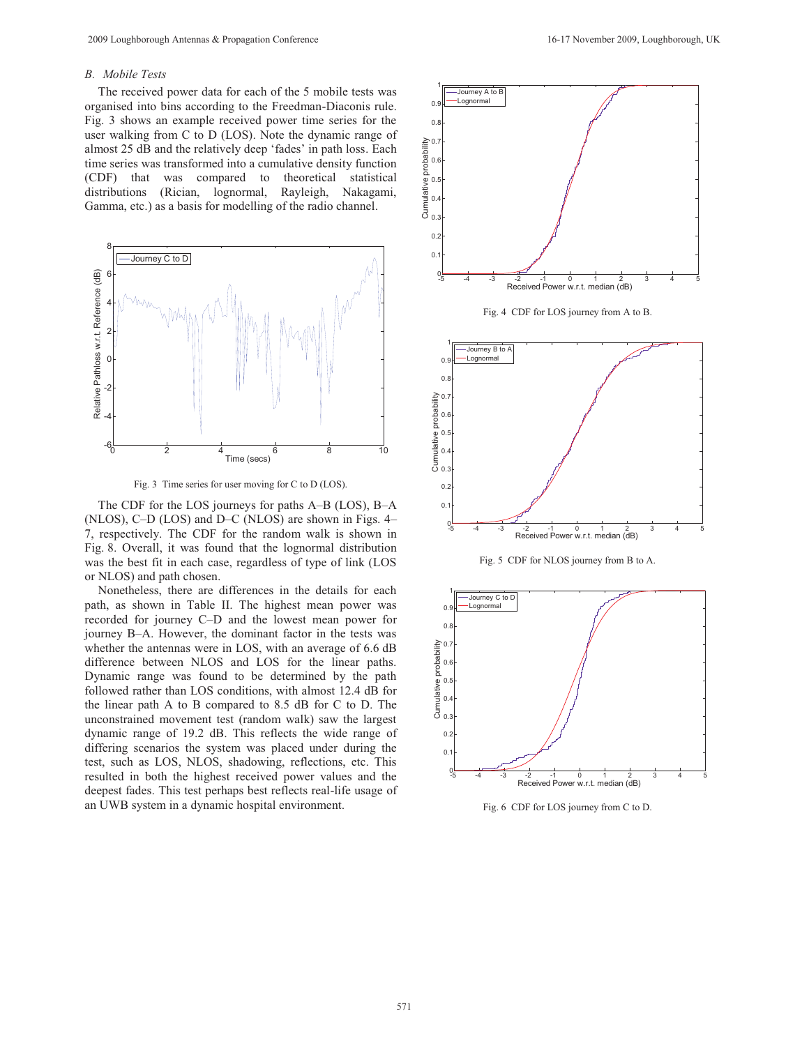### B. *Mobile Tests*

The received power data for each of the 5 mobile tests was organised into bins according to the Freedman-Diaconis rule. Fig. 3 shows an example received power time series for the user walking from C to D (LOS). Note the dynamic range of almost 25 dB and the relatively deep 'fades' in path loss. Each time series was transformed into a cumulative density function (CDF) that was compared to theoretical statistical distributions (Rician, lognormal, Rayleigh, Nakagami, Gamma, etc.) as a basis for modelling of the radio channel.

Fig. 3 Time series for user moving for C to D (LOS).

The CDF for the LOS journeys for paths A–B (LOS), B–A (NLOS), C–D (LOS) and D–C (NLOS) are shown in Figs. 4–7, respectively. The CDF for the random walk is shown in Fig. 8. Overall, it was found that the lognormal distribution was the best fit in each case, regardless of type of link (LOS or NLOS) and path chosen.

Nonetheless, there are differences in the details for each path, as shown in Table II. The highest mean power was recorded for journey C–D and the lowest mean power for journey B–A. However, the dominant factor in the tests was whether the antennas were in LOS, with an average of 6.6 dB difference between NLOS and LOS for the linear paths. Dynamic range was found to be determined by the path followed rather than LOS conditions, with almost 12.4 dB for the linear path A to B compared to 8.5 dB for C to D. The unconstrained movement test (random walk) saw the largest dynamic range of 19.2 dB. This reflects the wide range of differing scenarios the system was placed under during the test, such as LOS, NLOS, shadowing, reflections, etc. This resulted in both the highest received power values and the deepest fades. This test perhaps best reflects real-life usage of an UWB system in a dynamic hospital environment.

Fig. 4 CDF for LOS journey from A to B.

Fig. 5 CDF for NLOS journey from B to A.

Fig. 6 CDF for LOS journey from C to D.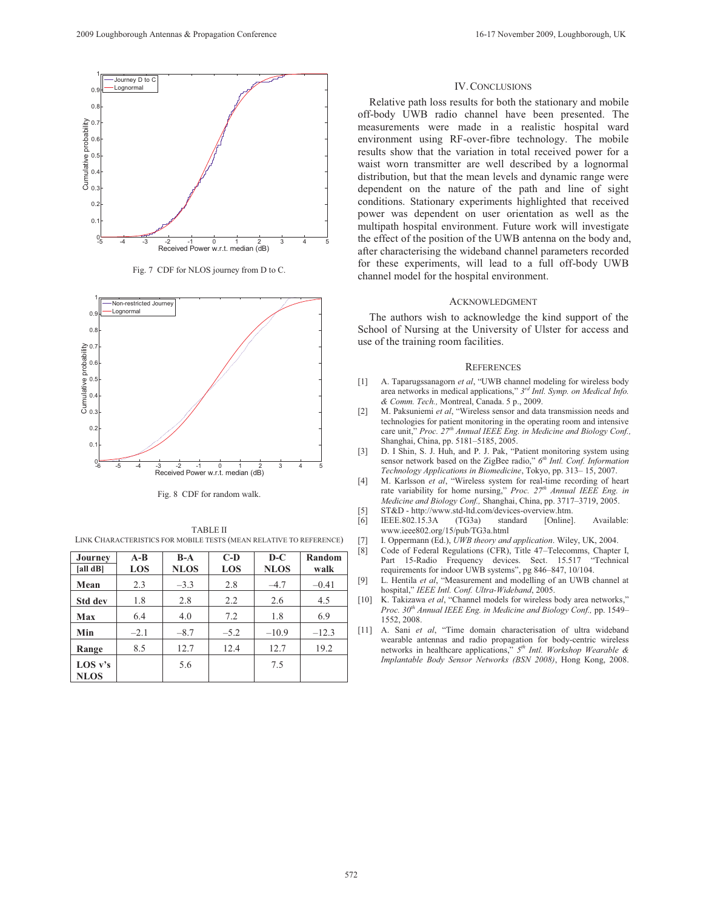Journey D to C
Lognormal
Cumulative probability
Received Power w.r.t. median (dB)
0
0.1
0.2
0.3
0.4
0.5
0.6
0.7
0.8
0.9
1
-5
-4
-3
-2
-1
0
1
2
3
4
5

Fig. 7 CDF for NLOS journey from D to C.

Non-restricted Journey
Lognormal
Cumulative probability
Received Power w.r.t. median (dB)
0
0.1
0.2
0.3
0.4
0.5
0.6
0.7
0.8
0.9
1
-6
-5
-4
-3
-2
-1
0
1
2
3
4
5

Fig. 8 CDF for random walk.

TABLE II
LINK CHARACTERISTICS FOR MOBILE TESTS (MEAN RELATIVE TO REFERENCE)

| Journey [all dB] | A-B LOS | B-A NLOS | C-D LOS | D-C NLOS | Random walk |
|---|---|---|---|---|---|
| Mean | 2.3 | –3.3 | 2.8 | –4.7 | –0.41 |
| Std dev | 1.8 | 2.8 | 2.2 | 2.6 | 4.5 |
| Max | 6.4 | 4.0 | 7.2 | 1.8 | 6.9 |
| Min | –2.1 | –8.7 | –5.2 | –10.9 | –12.3 |
| Range | 8.5 | 12.7 | 12.4 | 12.7 | 19.2 |
| LOS v's NLOS | | 5.6 | | 7.5 | |

## IV. CONCLUSIONS

Relative path loss results for both the stationary and mobile off-body UWB radio channel have been presented. The measurements were made in a realistic hospital ward environment using RF-over-fibre technology. The mobile results show that the variation in total received power for a waist worn transmitter are well described by a lognormal distribution, but that the mean levels and dynamic range were dependent on the nature of the path and line of sight conditions. Stationary experiments highlighted that received power was dependent on user orientation as well as the multipath hospital environment. Future work will investigate the effect of the position of the UWB antenna on the body and, after characterising the wideband channel parameters recorded for these experiments, will lead to a full off-body UWB channel model for the hospital environment.

## ACKNOWLEDGMENT

The authors wish to acknowledge the kind support of the School of Nursing at the University of Ulster for access and use of the training room facilities.

## REFERENCES

[1] A. Taparugssanagorn *et al*, "UWB channel modeling for wireless body area networks in medical applications," *3rd Intl. Symp. on Medical Info. & Comm. Tech.,* Montreal, Canada. 5 p., 2009.

[2] M. Paksuniemi *et al*, "Wireless sensor and data transmission needs and technologies for patient monitoring in the operating room and intensive care unit," *Proc. 27th Annual IEEE Eng. in Medicine and Biology Conf.,* Shanghai, China, pp. 5181–5185, 2005.

[3] D. I Shin, S. J. Huh, and P. J. Pak, "Patient monitoring system using sensor network based on the ZigBee radio," *6th Intl. Conf. Information Technology Applications in Biomedicine*, Tokyo, pp. 313– 15, 2007.

[4] M. Karlsson *et al*, "Wireless system for real-time recording of heart rate variability for home nursing," *Proc. 27th Annual IEEE Eng. in Medicine and Biology Conf.,* Shanghai, China, pp. 3717–3719, 2005.

[5] ST&D - http://www.std-ltd.com/devices-overview.htm.

[6] IEEE.802.15.3A (TG3a) standard [Online]. Available: www.ieee802.org/15/pub/TG3a.html

[7] I. Oppermann (Ed.), *UWB theory and application*. Wiley, UK, 2004.

[8] Code of Federal Regulations (CFR), Title 47–Telecomms, Chapter I, Part 15-Radio Frequency devices. Sect. 15.517 "Technical requirements for indoor UWB systems", pg 846–847, 10/104.

[9] L. Hentila *et al*, "Measurement and modelling of an UWB channel at hospital," *IEEE Intl. Conf. Ultra-Wideband*, 2005.

[10] K. Takizawa *et al*, "Channel models for wireless body area networks," *Proc. 30th Annual IEEE Eng. in Medicine and Biology Conf.,* pp. 1549–1552, 2008.

[11] A. Sani *et al*, "Time domain characterisation of ultra wideband wearable antennas and radio propagation for body-centric wireless networks in healthcare applications," *5th Intl. Workshop Wearable & Implantable Body Sensor Networks (BSN 2008)*, Hong Kong, 2008.